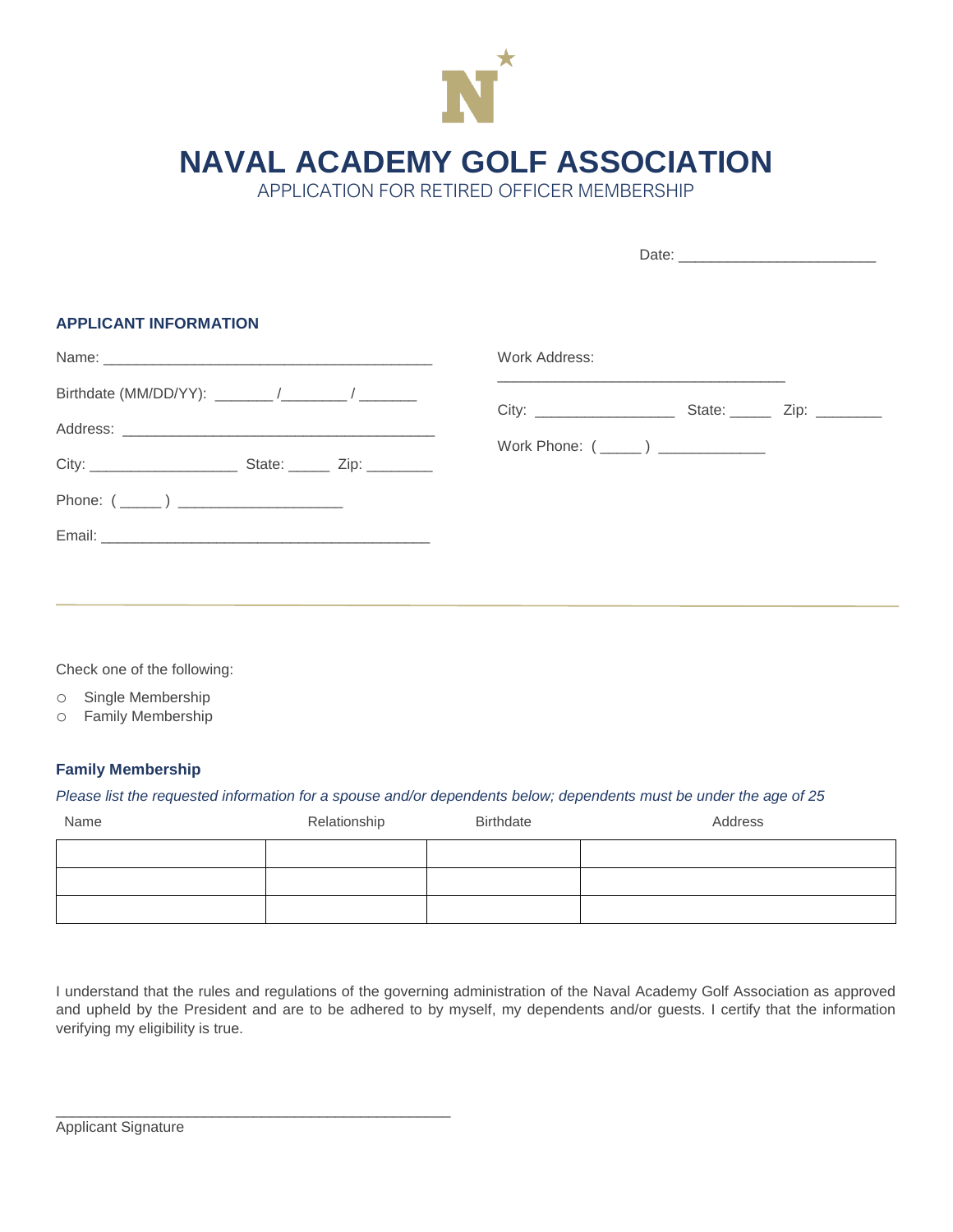# NAVAL ACADEMY GOLF ASSOCIATION

APPLICATION FOR RETIRED OFFICER MEMBERSHIP

Date: ________________________

### APPLICANT INFORMATION

Name: ________________________________________

Birthdate (MM/DD/YY): _______ /________ / _______

Address: ______________________________________

City: __________________ State: _____ Zip: ________

Phone: ( _____ ) ____________________

Email: ________________________________________

Work Address:

___________________________________

City: _________________ State: _____ Zip: ________

Work Phone: ( _____ ) _____________

---

Check one of the following:

- ○ Single Membership
- ○ Family Membership

### Family Membership

*Please list the requested information for a spouse and/or dependents below; dependents must be under the age of 25*

| Name | Relationship | Birthdate | Address |
|---|---|---|---|
| | | | |
| | | | |
| | | | |

I understand that the rules and regulations of the governing administration of the Naval Academy Golf Association as approved and upheld by the President and are to be adhered to by myself, my dependents and/or guests. I certify that the information verifying my eligibility is true.

________________________________________________

Applicant Signature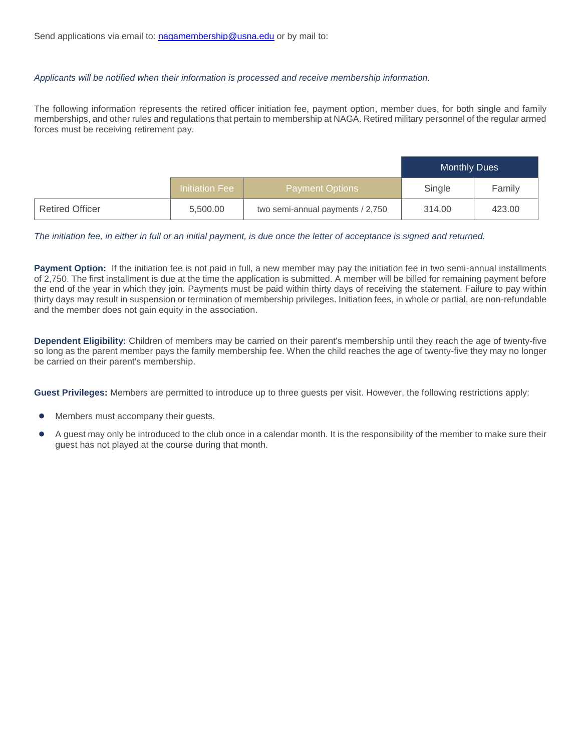Send applications via email to: [nagamembership@usna.edu](mailto:nagamembership@usna.edu) or by mail to:

*Applicants will be notified when their information is processed and receive membership information.*

The following information represents the retired officer initiation fee, payment option, member dues, for both single and family memberships, and other rules and regulations that pertain to membership at NAGA. Retired military personnel of the regular armed forces must be receiving retirement pay.

| | | | Monthly Dues | |
|---|---|---|---|---|
| | Initiation Fee | Payment Options | Single | Family |
| Retired Officer | 5,500.00 | two semi-annual payments / 2,750 | 314.00 | 423.00 |

*The initiation fee, in either in full or an initial payment, is due once the letter of acceptance is signed and returned.*

**Payment Option:** If the initiation fee is not paid in full, a new member may pay the initiation fee in two semi-annual installments of 2,750. The first installment is due at the time the application is submitted. A member will be billed for remaining payment before the end of the year in which they join. Payments must be paid within thirty days of receiving the statement. Failure to pay within thirty days may result in suspension or termination of membership privileges. Initiation fees, in whole or partial, are non-refundable and the member does not gain equity in the association.

**Dependent Eligibility:** Children of members may be carried on their parent's membership until they reach the age of twenty-five so long as the parent member pays the family membership fee. When the child reaches the age of twenty-five they may no longer be carried on their parent's membership.

**Guest Privileges:** Members are permitted to introduce up to three guests per visit. However, the following restrictions apply:

- Members must accompany their guests.
- A guest may only be introduced to the club once in a calendar month. It is the responsibility of the member to make sure their guest has not played at the course during that month.